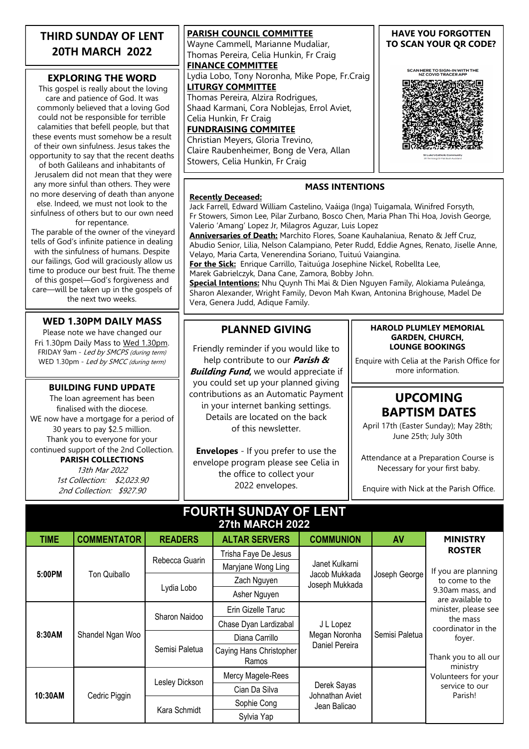# THIRD SUNDAY OF LENT
## 20TH MARCH 2022

### EXPLORING THE WORD

This gospel is really about the loving care and patience of God. It was commonly believed that a loving God could not be responsible for terrible calamities that befell people, but that these events must somehow be a result of their own sinfulness. Jesus takes the opportunity to say that the recent deaths of both Galileans and inhabitants of Jerusalem did not mean that they were any more sinful than others. They were no more deserving of death than anyone else. Indeed, we must not look to the sinfulness of others but to our own need for repentance.

The parable of the owner of the vineyard tells of God's infinite patience in dealing with the sinfulness of humans. Despite our failings, God will graciously allow us time to produce our best fruit. The theme of this gospel—God's forgiveness and care—will be taken up in the gospels of the next two weeks.

### WED 1.30PM DAILY MASS

Please note we have changed our Fri 1.30pm Daily Mass to Wed 1.30pm.
FRIDAY 9am - *Led by SMCPS (during term)*
WED 1.30pm - *Led by SMCC (during term)*

### BUILDING FUND UPDATE

The loan agreement has been finalised with the diocese.
WE now have a mortgage for a period of 30 years to pay $2.5 million.
Thank you to everyone for your continued support of the 2nd Collection.

**PARISH COLLECTIONS**
*13th Mar 2022*
*1st Collection: $2,023.90*
*2nd Collection: $927.90*

**PARISH COUNCIL COMMITTEE**
Wayne Cammell, Marianne Mudaliar, Thomas Pereira, Celia Hunkin, Fr Craig

**FINANCE COMMITTEE**
Lydia Lobo, Tony Noronha, Mike Pope, Fr.Craig

**LITURGY COMMITTEE**
Thomas Pereira, Alzira Rodrigues, Shaad Karmani, Cora Noblejas, Errol Aviet, Celia Hunkin, Fr Craig

**FUNDRAISING COMMITEE**
Christian Meyers, Gloria Trevino, Claire Raubenheimer, Bong de Vera, Allan Stowers, Celia Hunkin, Fr Craig

### HAVE YOU FORGOTTEN TO SCAN YOUR QR CODE?

SCAN HERE TO SIGN-IN WITH THE NZ COVID TRACER APP

### MASS INTENTIONS

**Recently Deceased:**
Jack Farrell, Edward William Castelino, Vaáiga (Inga) Tuigamala, Winifred Forsyth, Fr Stowers, Simon Lee, Pilar Zurbano, Bosco Chen, Maria Phan Thi Hoa, Jovish George, Valerio 'Amang' Lopez Jr, Milagros Aguzar, Luis Lopez

**Anniversaries of Death:** Marchito Flores, Soane Kauhalaniua, Renato & Jeff Cruz, Abudio Senior, Lilia, Nelson Calampiano, Peter Rudd, Eddie Agnes, Renato, Jiselle Anne, Velayo, Maria Carta, Venerendina Soriano, Tuituú Vaiangina.

**For the Sick:** Enrique Carrillo, Taituúga Josephine Nickel, Robellta Lee, Marek Gabrielczyk, Dana Cane, Zamora, Bobby John.

**Special Intentions:** Nhu Quynh Thi Mai & Dien Nguyen Family, Alokiama Puleánga, Sharon Alexander, Wright Family, Devon Mah Kwan, Antonina Brighouse, Madel De Vera, Genera Judd, Adique Family.

### PLANNED GIVING

Friendly reminder if you would like to help contribute to our ***Parish & Building Fund***, we would appreciate if you could set up your planned giving contributions as an Automatic Payment in your internet banking settings. Details are located on the back of this newsletter.

**Envelopes** - If you prefer to use the envelope program please see Celia in the office to collect your 2022 envelopes.

### HAROLD PLUMLEY MEMORIAL GARDEN, CHURCH, LOUNGE BOOKINGS

Enquire with Celia at the Parish Office for more information.

### UPCOMING BAPTISM DATES

April 17th (Easter Sunday); May 28th; June 25th; July 30th

Attendance at a Preparation Course is Necessary for your first baby.

Enquire with Nick at the Parish Office.

## FOURTH SUNDAY OF LENT
### 27th MARCH 2022

| TIME | COMMENTATOR | READERS | ALTAR SERVERS | COMMUNION | AV |
|---|---|---|---|---|---|
| 5:00PM | Ton Quiballo | Rebecca Guarin | Trisha Faye De Jesus | Janet Kulkarni, Jacob Mukkada, Joseph Mukkada | Joseph George |
| | | | Maryjane Wong Ling | | |
| | | Lydia Lobo | Zach Nguyen | | |
| | | | Asher Nguyen | | |
| 8:30AM | Shandel Ngan Woo | Sharon Naidoo | Erin Gizelle Taruc | J L Lopez, Megan Noronha, Daniel Pereira | Semisi Paletua |
| | | | Chase Dyan Lardizabal | | |
| | | Semisi Paletua | Diana Carrillo | | |
| | | | Caying Hans Christopher Ramos | | |
| 10:30AM | Cedric Piggin | Lesley Dickson | Mercy Magele-Rees | Derek Sayas, Johnathan Aviet, Jean Balicao | |
| | | | Cian Da Silva | | |
| | | Kara Schmidt | Sophie Cong | | |
| | | | Sylvia Yap | | |

**MINISTRY ROSTER**

If you are planning to come to the 9.30am mass, and are available to minister, please see the mass coordinator in the foyer.

Thank you to all our ministry Volunteers for your service to our Parish!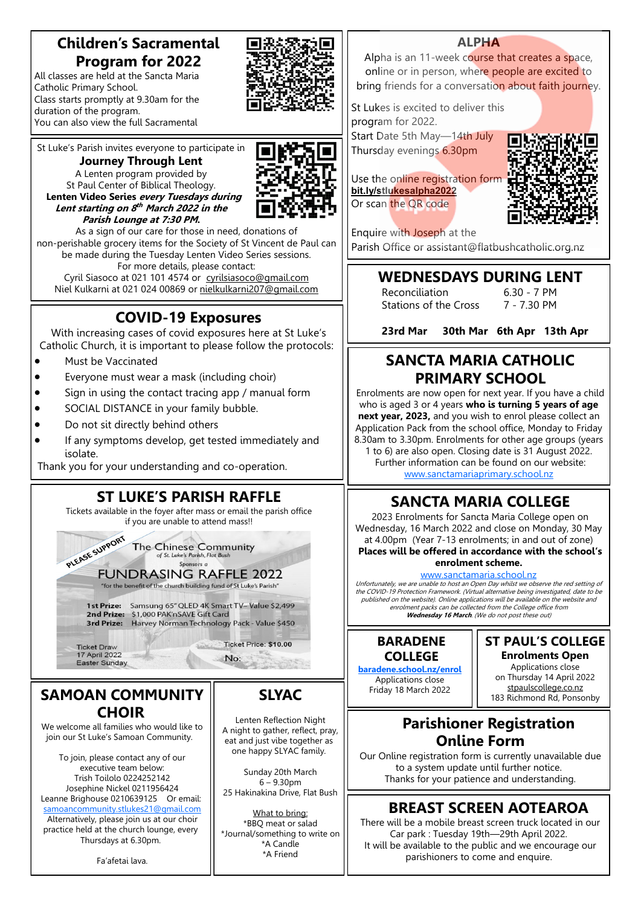## Children's Sacramental Program for 2022

All classes are held at the Sancta Maria Catholic Primary School.
Class starts promptly at 9.30am for the duration of the program.
You can also view the full Sacramental

St Luke's Parish invites everyone to participate in

**Journey Through Lent**

A Lenten program provided by
St Paul Center of Biblical Theology.
**Lenten Video Series *every Tuesdays during Lent starting on 8th March 2022 in the Parish Lounge at 7:30 PM.***

As a sign of our care for those in need, donations of non-perishable grocery items for the Society of St Vincent de Paul can be made during the Tuesday Lenten Video Series sessions.
For more details, please contact:
Cyril Siasoco at 021 101 4574 or cyrilsiasoco@gmail.com
Niel Kulkarni at 021 024 00869 or nielkulkarni207@gmail.com

## COVID-19 Exposures

With increasing cases of covid exposures here at St Luke's Catholic Church, it is important to please follow the protocols:

- Must be Vaccinated
- Everyone must wear a mask (including choir)
- Sign in using the contact tracing app / manual form
- SOCIAL DISTANCE in your family bubble.
- Do not sit directly behind others
- If any symptoms develop, get tested immediately and isolate.

Thank you for your understanding and co-operation.

## ST LUKE'S PARISH RAFFLE

Tickets available in the foyer after mass or email the parish office if you are unable to attend mass!!

PLEASE SUPPORT
The Chinese Community of St. Luke's Parish, Flat Bush
Sponsors a
FUNDRAISING RAFFLE 2022
"for the benefit of the church building fund of St Luke's Parish"

**1st Prize:** Samsung 65" QLED 4K Smart TV– Value $2,499
**2nd Prize:** $1,000 PAK'nSAVE Gift Card
**3rd Prize:** Harvey Norman Technology Pack - Value $450

Ticket Draw
17 April 2022
Easter Sunday

Ticket Price: $10.00
No:

## SAMOAN COMMUNITY CHOIR

We welcome all families who would like to join our St Luke's Samoan Community.

To join, please contact any of our executive team below:
Trish Toilolo 0224252142
Josephine Nickel 0211956424
Leanne Brighouse 0210639125 Or email: samoancommunity.stlukes21@gmail.com
Alternatively, please join us at our choir practice held at the church lounge, every Thursdays at 6.30pm.

Fa'afetai lava.

## SLYAC

Lenten Reflection Night
A night to gather, reflect, pray, eat and just vibe together as one happy SLYAC family.

Sunday 20th March
6 – 9.30pm
25 Hakinakina Drive, Flat Bush

What to bring:
*BBQ meat or salad
*Journal/something to write on
*A Candle
*A Friend

## ALPHA

Alpha is an 11-week course that creates a space, online or in person, where people are excited to bring friends for a conversation about faith journey.

St Lukes is excited to deliver this program for 2022.
Start Date 5th May—14th July
Thursday evenings 6.30pm

Use the online registration form **bit.ly/stlukesalpha2022**
Or scan the QR code

Enquire with Joseph at the Parish Office or assistant@flatbushcatholic.org.nz

## WEDNESDAYS DURING LENT

| | |
|---|---|
| Reconciliation | 6.30 - 7 PM |
| Stations of the Cross | 7 - 7.30 PM |

**23rd Mar 30th Mar 6th Apr 13th Apr**

## SANCTA MARIA CATHOLIC PRIMARY SCHOOL

Enrolments are now open for next year. If you have a child who is aged 3 or 4 years **who is turning 5 years of age next year, 2023,** and you wish to enrol please collect an Application Pack from the school office, Monday to Friday 8.30am to 3.30pm. Enrolments for other age groups (years 1 to 6) are also open. Closing date is 31 August 2022. Further information can be found on our website: www.sanctamariaprimary.school.nz

## SANCTA MARIA COLLEGE

2023 Enrolments for Sancta Maria College open on Wednesday, 16 March 2022 and close on Monday, 30 May at 4.00pm (Year 7-13 enrolments; in and out of zone)
**Places will be offered in accordance with the school's enrolment scheme.**

www.sanctamaria.school.nz

*Unfortunately, we are unable to host an Open Day whilst we observe the red setting of the COVID-19 Protection Framework. (Virtual alternative being investigated, date to be published on the website). Online applications will be available on the website and enrolment packs can be collected from the College office from **Wednesday 16 March**. (We do not post these out)*

## BARADENE COLLEGE

**baradene.school.nz/enrol**
Applications close
Friday 18 March 2022

## ST PAUL'S COLLEGE

**Enrolments Open**
Applications close
on Thursday 14 April 2022
stpaulscollege.co.nz
183 Richmond Rd, Ponsonby

## Parishioner Registration Online Form

Our Online registration form is currently unavailable due to a system update until further notice.
Thanks for your patience and understanding.

## BREAST SCREEN AOTEAROA

There will be a mobile breast screen truck located in our Car park : Tuesday 19th—29th April 2022.
It will be available to the public and we encourage our parishioners to come and enquire.